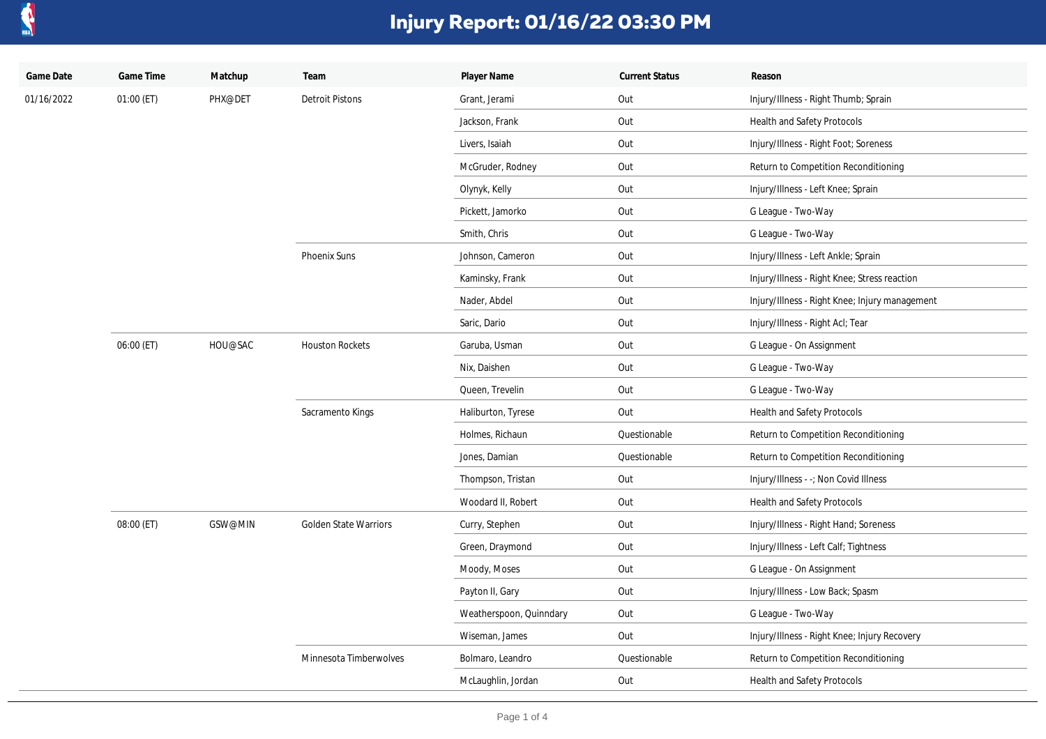# Injury Report: 01/16/22 03:30 PM

| Game Date | Game Time | Matchup | Team | Player Name | Current Status | Reason |
|---|---|---|---|---|---|---|
| 01/16/2022 | 01:00 (ET) | PHX@DET | Detroit Pistons | Grant, Jerami | Out | Injury/Illness - Right Thumb; Sprain |
| | | | | Jackson, Frank | Out | Health and Safety Protocols |
| | | | | Livers, Isaiah | Out | Injury/Illness - Right Foot; Soreness |
| | | | | McGruder, Rodney | Out | Return to Competition Reconditioning |
| | | | | Olynyk, Kelly | Out | Injury/Illness - Left Knee; Sprain |
| | | | | Pickett, Jamorko | Out | G League - Two-Way |
| | | | | Smith, Chris | Out | G League - Two-Way |
| | | | Phoenix Suns | Johnson, Cameron | Out | Injury/Illness - Left Ankle; Sprain |
| | | | | Kaminsky, Frank | Out | Injury/Illness - Right Knee; Stress reaction |
| | | | | Nader, Abdel | Out | Injury/Illness - Right Knee; Injury management |
| | | | | Saric, Dario | Out | Injury/Illness - Right Acl; Tear |
| | 06:00 (ET) | HOU@SAC | Houston Rockets | Garuba, Usman | Out | G League - On Assignment |
| | | | | Nix, Daishen | Out | G League - Two-Way |
| | | | | Queen, Trevelin | Out | G League - Two-Way |
| | | | Sacramento Kings | Haliburton, Tyrese | Out | Health and Safety Protocols |
| | | | | Holmes, Richaun | Questionable | Return to Competition Reconditioning |
| | | | | Jones, Damian | Questionable | Return to Competition Reconditioning |
| | | | | Thompson, Tristan | Out | Injury/Illness - -; Non Covid Illness |
| | | | | Woodard II, Robert | Out | Health and Safety Protocols |
| | 08:00 (ET) | GSW@MIN | Golden State Warriors | Curry, Stephen | Out | Injury/Illness - Right Hand; Soreness |
| | | | | Green, Draymond | Out | Injury/Illness - Left Calf; Tightness |
| | | | | Moody, Moses | Out | G League - On Assignment |
| | | | | Payton II, Gary | Out | Injury/Illness - Low Back; Spasm |
| | | | | Weatherspoon, Quinndary | Out | G League - Two-Way |
| | | | | Wiseman, James | Out | Injury/Illness - Right Knee; Injury Recovery |
| | | | Minnesota Timberwolves | Bolmaro, Leandro | Questionable | Return to Competition Reconditioning |
| | | | | McLaughlin, Jordan | Out | Health and Safety Protocols |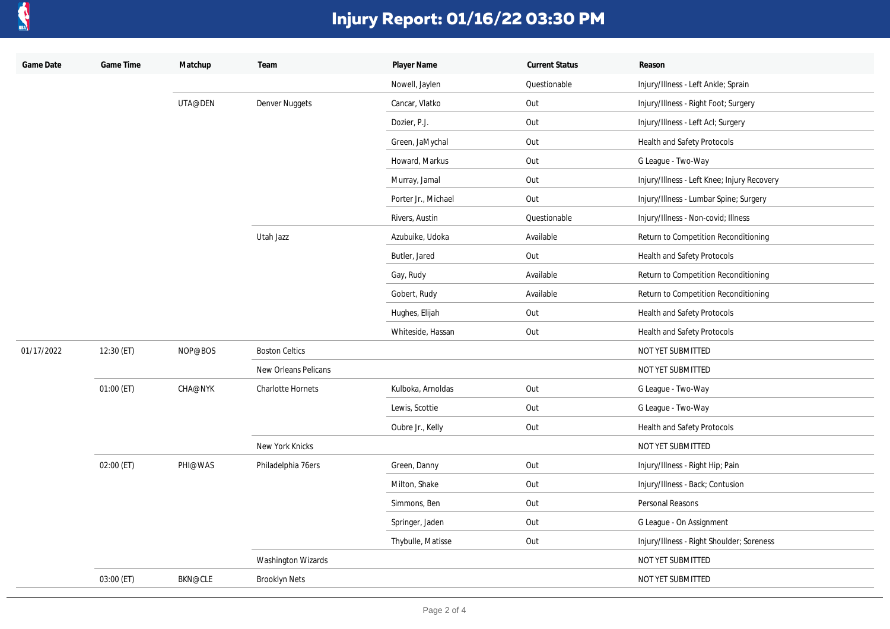# Injury Report: 01/16/22 03:30 PM

| Game Date | Game Time | Matchup | Team | Player Name | Current Status | Reason |
|---|---|---|---|---|---|---|
| | | | | Nowell, Jaylen | Questionable | Injury/Illness - Left Ankle; Sprain |
| | | UTA@DEN | Denver Nuggets | Cancar, Vlatko | Out | Injury/Illness - Right Foot; Surgery |
| | | | | Dozier, P.J. | Out | Injury/Illness - Left Acl; Surgery |
| | | | | Green, JaMychal | Out | Health and Safety Protocols |
| | | | | Howard, Markus | Out | G League - Two-Way |
| | | | | Murray, Jamal | Out | Injury/Illness - Left Knee; Injury Recovery |
| | | | | Porter Jr., Michael | Out | Injury/Illness - Lumbar Spine; Surgery |
| | | | | Rivers, Austin | Questionable | Injury/Illness - Non-covid; Illness |
| | | | Utah Jazz | Azubuike, Udoka | Available | Return to Competition Reconditioning |
| | | | | Butler, Jared | Out | Health and Safety Protocols |
| | | | | Gay, Rudy | Available | Return to Competition Reconditioning |
| | | | | Gobert, Rudy | Available | Return to Competition Reconditioning |
| | | | | Hughes, Elijah | Out | Health and Safety Protocols |
| | | | | Whiteside, Hassan | Out | Health and Safety Protocols |
| 01/17/2022 | 12:30 (ET) | NOP@BOS | Boston Celtics | | | NOT YET SUBMITTED |
| | | | New Orleans Pelicans | | | NOT YET SUBMITTED |
| | 01:00 (ET) | CHA@NYK | Charlotte Hornets | Kulboka, Arnoldas | Out | G League - Two-Way |
| | | | | Lewis, Scottie | Out | G League - Two-Way |
| | | | | Oubre Jr., Kelly | Out | Health and Safety Protocols |
| | | | New York Knicks | | | NOT YET SUBMITTED |
| | 02:00 (ET) | PHI@WAS | Philadelphia 76ers | Green, Danny | Out | Injury/Illness - Right Hip; Pain |
| | | | | Milton, Shake | Out | Injury/Illness - Back; Contusion |
| | | | | Simmons, Ben | Out | Personal Reasons |
| | | | | Springer, Jaden | Out | G League - On Assignment |
| | | | | Thybulle, Matisse | Out | Injury/Illness - Right Shoulder; Soreness |
| | | | Washington Wizards | | | NOT YET SUBMITTED |
| | 03:00 (ET) | BKN@CLE | Brooklyn Nets | | | NOT YET SUBMITTED |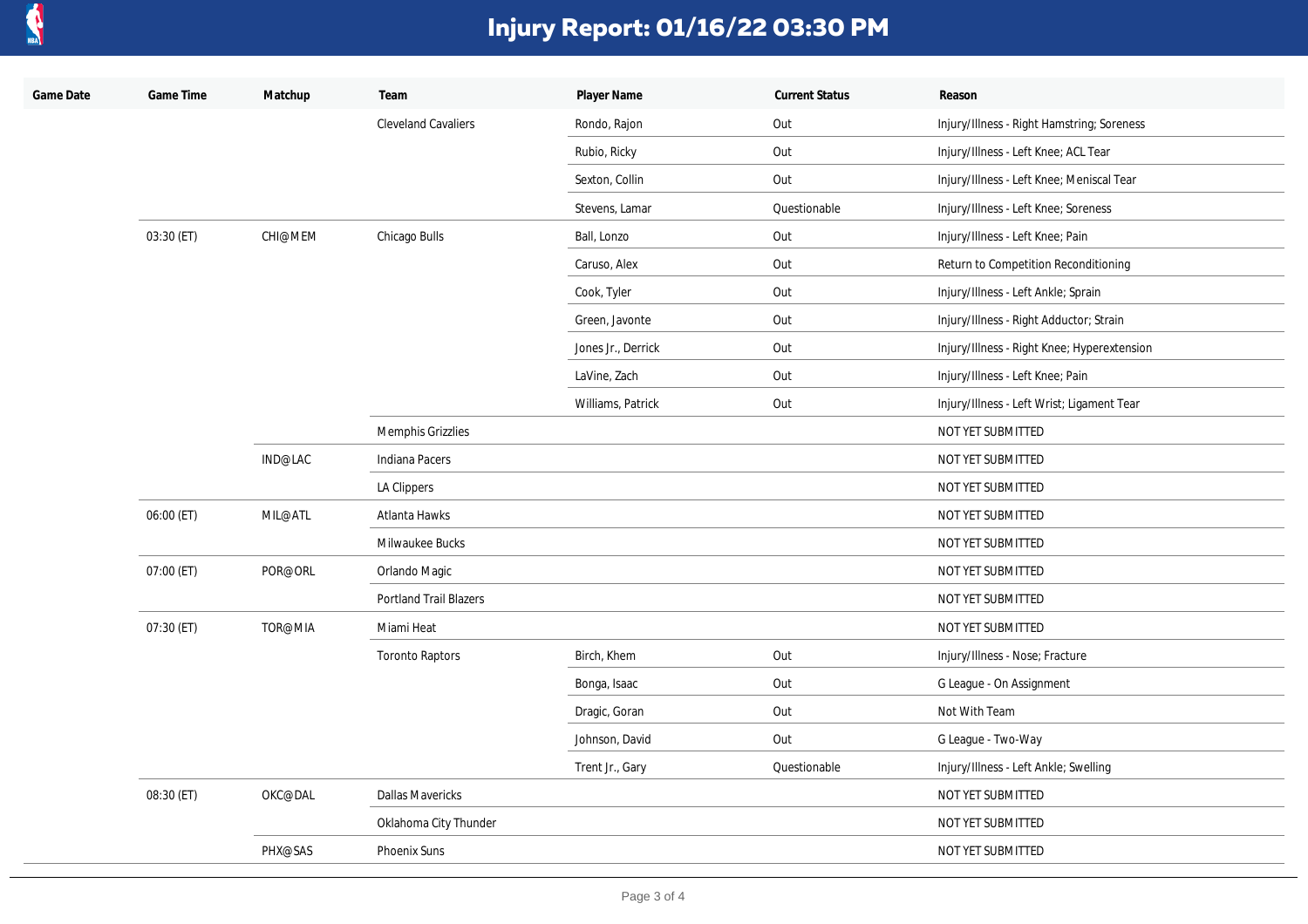# Injury Report: 01/16/22 03:30 PM

| Game Date | Game Time | Matchup | Team | Player Name | Current Status | Reason |
|---|---|---|---|---|---|---|
| | | | Cleveland Cavaliers | Rondo, Rajon | Out | Injury/Illness - Right Hamstring; Soreness |
| | | | | Rubio, Ricky | Out | Injury/Illness - Left Knee; ACL Tear |
| | | | | Sexton, Collin | Out | Injury/Illness - Left Knee; Meniscal Tear |
| | | | | Stevens, Lamar | Questionable | Injury/Illness - Left Knee; Soreness |
| | 03:30 (ET) | CHI@MEM | Chicago Bulls | Ball, Lonzo | Out | Injury/Illness - Left Knee; Pain |
| | | | | Caruso, Alex | Out | Return to Competition Reconditioning |
| | | | | Cook, Tyler | Out | Injury/Illness - Left Ankle; Sprain |
| | | | | Green, Javonte | Out | Injury/Illness - Right Adductor; Strain |
| | | | | Jones Jr., Derrick | Out | Injury/Illness - Right Knee; Hyperextension |
| | | | | LaVine, Zach | Out | Injury/Illness - Left Knee; Pain |
| | | | | Williams, Patrick | Out | Injury/Illness - Left Wrist; Ligament Tear |
| | | | Memphis Grizzlies | | | NOT YET SUBMITTED |
| | | IND@LAC | Indiana Pacers | | | NOT YET SUBMITTED |
| | | | LA Clippers | | | NOT YET SUBMITTED |
| | 06:00 (ET) | MIL@ATL | Atlanta Hawks | | | NOT YET SUBMITTED |
| | | | Milwaukee Bucks | | | NOT YET SUBMITTED |
| | 07:00 (ET) | POR@ORL | Orlando Magic | | | NOT YET SUBMITTED |
| | | | Portland Trail Blazers | | | NOT YET SUBMITTED |
| | 07:30 (ET) | TOR@MIA | Miami Heat | | | NOT YET SUBMITTED |
| | | | Toronto Raptors | Birch, Khem | Out | Injury/Illness - Nose; Fracture |
| | | | | Bonga, Isaac | Out | G League - On Assignment |
| | | | | Dragic, Goran | Out | Not With Team |
| | | | | Johnson, David | Out | G League - Two-Way |
| | | | | Trent Jr., Gary | Questionable | Injury/Illness - Left Ankle; Swelling |
| | 08:30 (ET) | OKC@DAL | Dallas Mavericks | | | NOT YET SUBMITTED |
| | | | Oklahoma City Thunder | | | NOT YET SUBMITTED |
| | | PHX@SAS | Phoenix Suns | | | NOT YET SUBMITTED |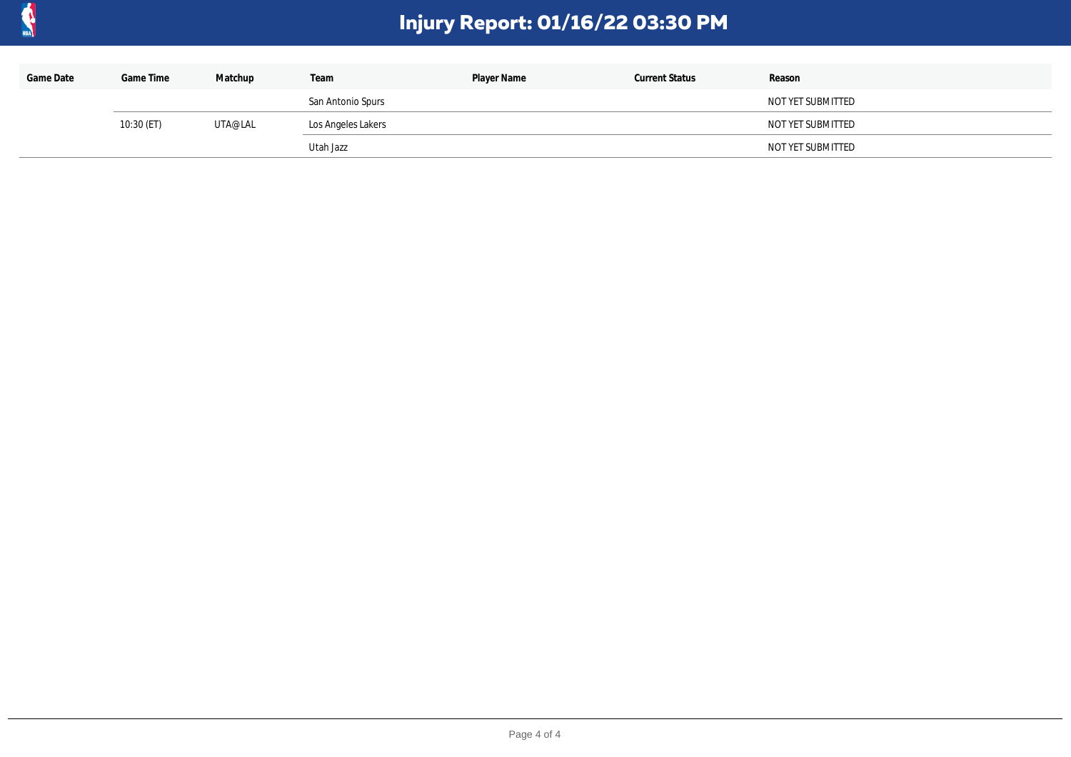# Injury Report: 01/16/22 03:30 PM

| Game Date | Game Time | Matchup | Team | Player Name | Current Status | Reason |
|---|---|---|---|---|---|---|
| | | | San Antonio Spurs | | | NOT YET SUBMITTED |
| | 10:30 (ET) | UTA@LAL | Los Angeles Lakers | | | NOT YET SUBMITTED |
| | | | Utah Jazz | | | NOT YET SUBMITTED |